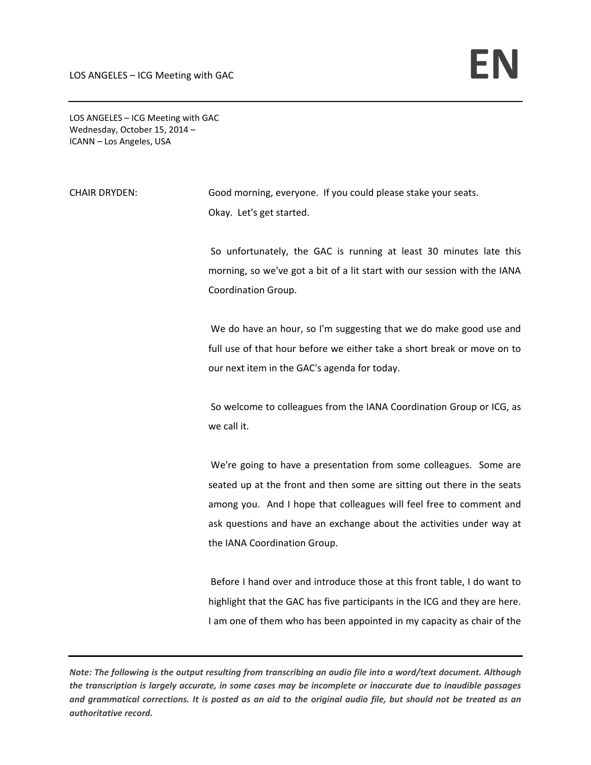LOS ANGELES – ICG Meeting with GAC
Wednesday, October 15, 2014 –
ICANN – Los Angeles, USA

CHAIR DRYDEN: Good morning, everyone. If you could please stake your seats. Okay. Let's get started.

So unfortunately, the GAC is running at least 30 minutes late this morning, so we've got a bit of a lit start with our session with the IANA Coordination Group.

We do have an hour, so I'm suggesting that we do make good use and full use of that hour before we either take a short break or move on to our next item in the GAC's agenda for today.

So welcome to colleagues from the IANA Coordination Group or ICG, as we call it.

We're going to have a presentation from some colleagues. Some are seated up at the front and then some are sitting out there in the seats among you. And I hope that colleagues will feel free to comment and ask questions and have an exchange about the activities under way at the IANA Coordination Group.

Before I hand over and introduce those at this front table, I do want to highlight that the GAC has five participants in the ICG and they are here. I am one of them who has been appointed in my capacity as chair of the

***Note: The following is the output resulting from transcribing an audio file into a word/text document. Although the transcription is largely accurate, in some cases may be incomplete or inaccurate due to inaudible passages and grammatical corrections. It is posted as an aid to the original audio file, but should not be treated as an authoritative record.***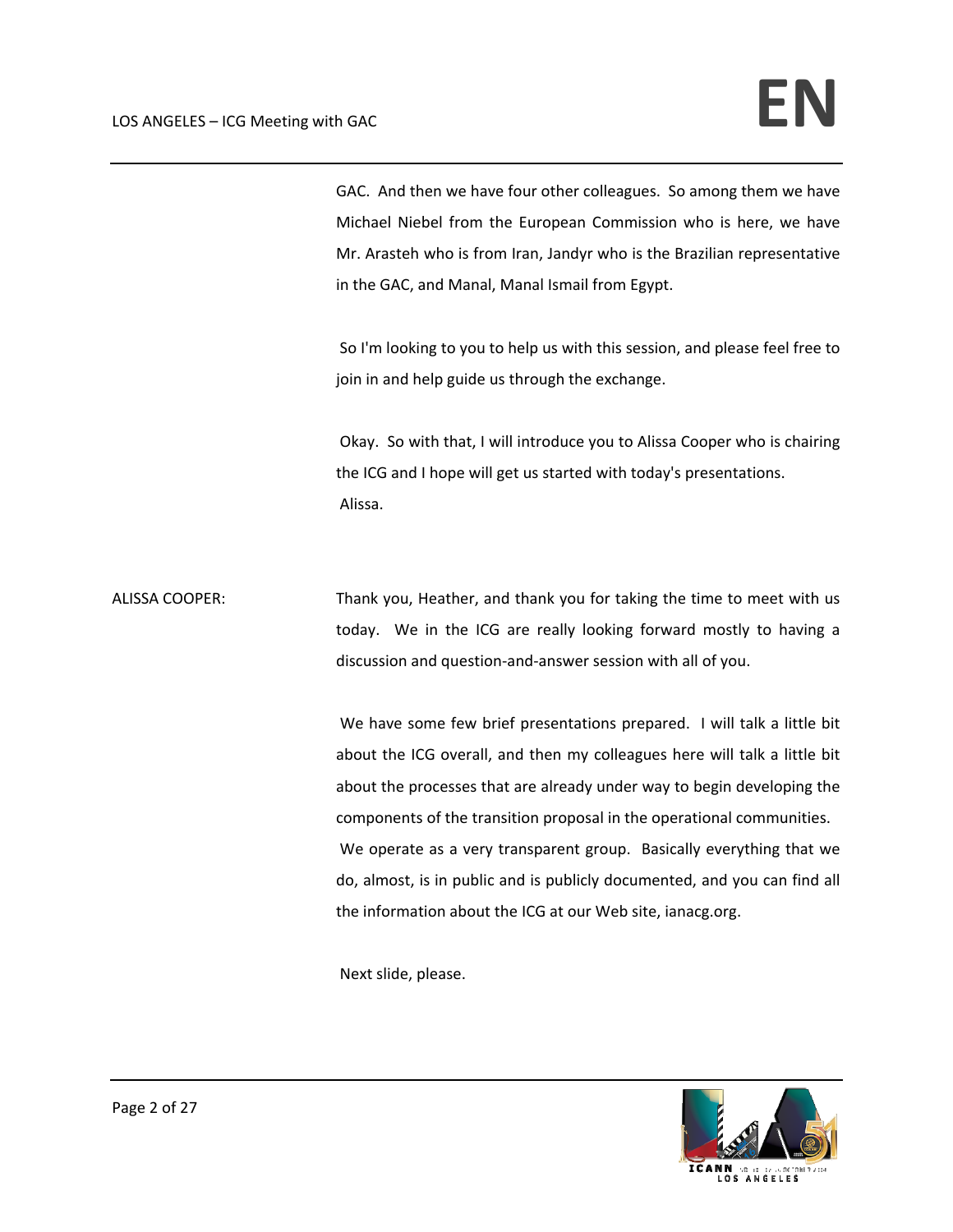GAC. And then we have four other colleagues. So among them we have Michael Niebel from the European Commission who is here, we have Mr. Arasteh who is from Iran, Jandyr who is the Brazilian representative in the GAC, and Manal, Manal Ismail from Egypt.

So I'm looking to you to help us with this session, and please feel free to join in and help guide us through the exchange.

Okay. So with that, I will introduce you to Alissa Cooper who is chairing the ICG and I hope will get us started with today's presentations. Alissa.

ALISSA COOPER: Thank you, Heather, and thank you for taking the time to meet with us today. We in the ICG are really looking forward mostly to having a discussion and question-and-answer session with all of you.

We have some few brief presentations prepared. I will talk a little bit about the ICG overall, and then my colleagues here will talk a little bit about the processes that are already under way to begin developing the components of the transition proposal in the operational communities. We operate as a very transparent group. Basically everything that we do, almost, is in public and is publicly documented, and you can find all the information about the ICG at our Web site, ianacg.org.

Next slide, please.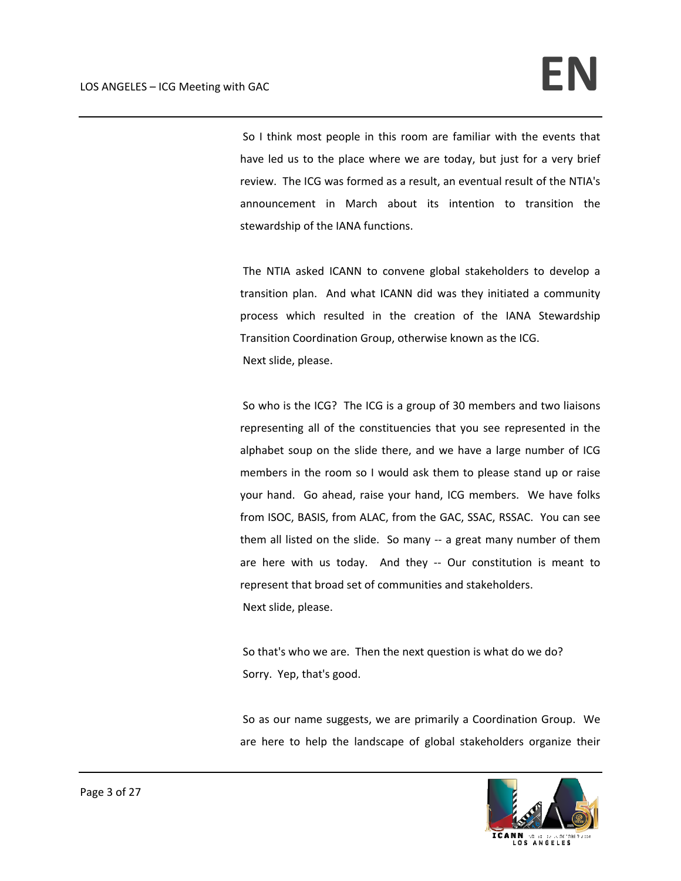So I think most people in this room are familiar with the events that have led us to the place where we are today, but just for a very brief review. The ICG was formed as a result, an eventual result of the NTIA's announcement in March about its intention to transition the stewardship of the IANA functions.

The NTIA asked ICANN to convene global stakeholders to develop a transition plan. And what ICANN did was they initiated a community process which resulted in the creation of the IANA Stewardship Transition Coordination Group, otherwise known as the ICG.

Next slide, please.

So who is the ICG? The ICG is a group of 30 members and two liaisons representing all of the constituencies that you see represented in the alphabet soup on the slide there, and we have a large number of ICG members in the room so I would ask them to please stand up or raise your hand. Go ahead, raise your hand, ICG members. We have folks from ISOC, BASIS, from ALAC, from the GAC, SSAC, RSSAC. You can see them all listed on the slide. So many -- a great many number of them are here with us today. And they -- Our constitution is meant to represent that broad set of communities and stakeholders.

Next slide, please.

So that's who we are. Then the next question is what do we do?

Sorry. Yep, that's good.

So as our name suggests, we are primarily a Coordination Group. We are here to help the landscape of global stakeholders organize their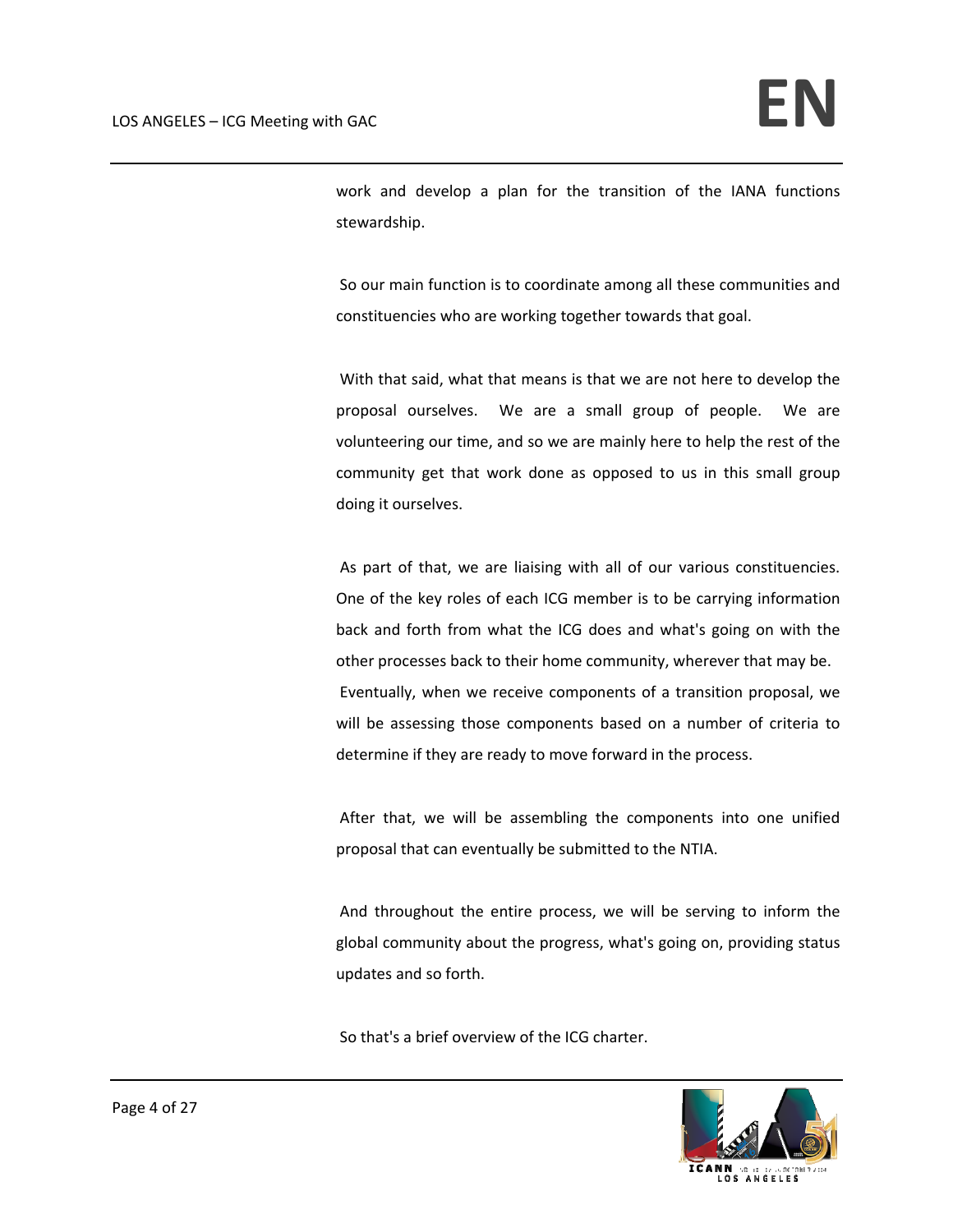work and develop a plan for the transition of the IANA functions stewardship.

So our main function is to coordinate among all these communities and constituencies who are working together towards that goal.

With that said, what that means is that we are not here to develop the proposal ourselves. We are a small group of people. We are volunteering our time, and so we are mainly here to help the rest of the community get that work done as opposed to us in this small group doing it ourselves.

As part of that, we are liaising with all of our various constituencies. One of the key roles of each ICG member is to be carrying information back and forth from what the ICG does and what's going on with the other processes back to their home community, wherever that may be. Eventually, when we receive components of a transition proposal, we will be assessing those components based on a number of criteria to determine if they are ready to move forward in the process.

After that, we will be assembling the components into one unified proposal that can eventually be submitted to the NTIA.

And throughout the entire process, we will be serving to inform the global community about the progress, what's going on, providing status updates and so forth.

So that's a brief overview of the ICG charter.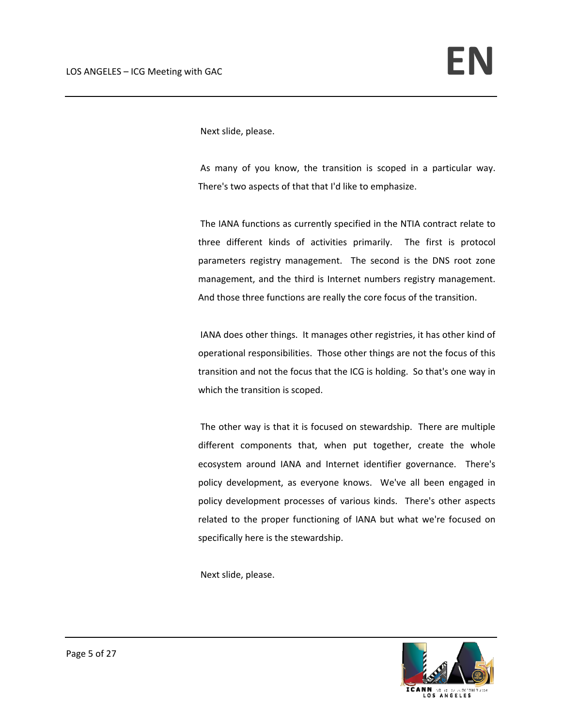Next slide, please.

As many of you know, the transition is scoped in a particular way. There's two aspects of that that I'd like to emphasize.

The IANA functions as currently specified in the NTIA contract relate to three different kinds of activities primarily. The first is protocol parameters registry management. The second is the DNS root zone management, and the third is Internet numbers registry management. And those three functions are really the core focus of the transition.

IANA does other things. It manages other registries, it has other kind of operational responsibilities. Those other things are not the focus of this transition and not the focus that the ICG is holding. So that's one way in which the transition is scoped.

The other way is that it is focused on stewardship. There are multiple different components that, when put together, create the whole ecosystem around IANA and Internet identifier governance. There's policy development, as everyone knows. We've all been engaged in policy development processes of various kinds. There's other aspects related to the proper functioning of IANA but what we're focused on specifically here is the stewardship.

Next slide, please.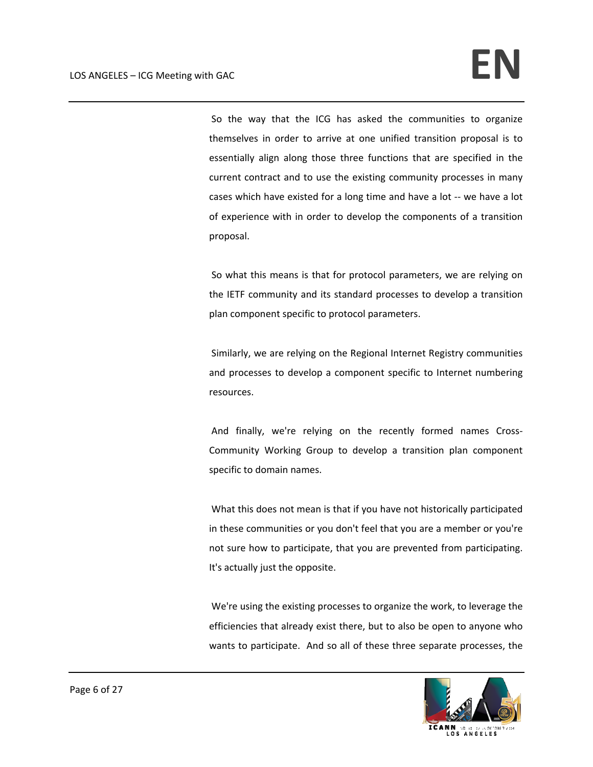So the way that the ICG has asked the communities to organize themselves in order to arrive at one unified transition proposal is to essentially align along those three functions that are specified in the current contract and to use the existing community processes in many cases which have existed for a long time and have a lot -- we have a lot of experience with in order to develop the components of a transition proposal.

So what this means is that for protocol parameters, we are relying on the IETF community and its standard processes to develop a transition plan component specific to protocol parameters.

Similarly, we are relying on the Regional Internet Registry communities and processes to develop a component specific to Internet numbering resources.

And finally, we're relying on the recently formed names Cross-Community Working Group to develop a transition plan component specific to domain names.

What this does not mean is that if you have not historically participated in these communities or you don't feel that you are a member or you're not sure how to participate, that you are prevented from participating. It's actually just the opposite.

We're using the existing processes to organize the work, to leverage the efficiencies that already exist there, but to also be open to anyone who wants to participate. And so all of these three separate processes, the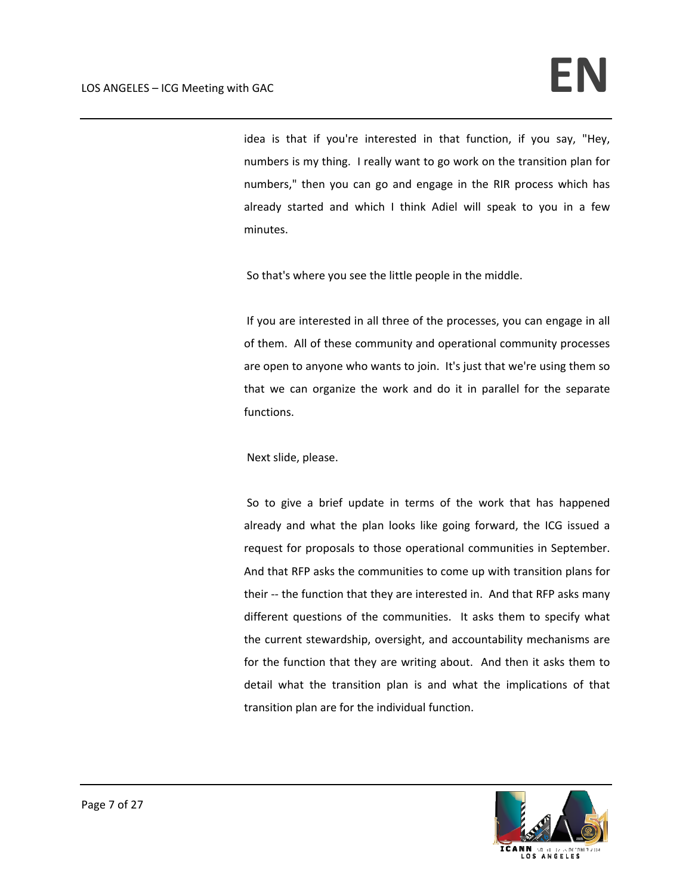idea is that if you're interested in that function, if you say, "Hey, numbers is my thing. I really want to go work on the transition plan for numbers," then you can go and engage in the RIR process which has already started and which I think Adiel will speak to you in a few minutes.

So that's where you see the little people in the middle.

If you are interested in all three of the processes, you can engage in all of them. All of these community and operational community processes are open to anyone who wants to join. It's just that we're using them so that we can organize the work and do it in parallel for the separate functions.

Next slide, please.

So to give a brief update in terms of the work that has happened already and what the plan looks like going forward, the ICG issued a request for proposals to those operational communities in September. And that RFP asks the communities to come up with transition plans for their -- the function that they are interested in. And that RFP asks many different questions of the communities. It asks them to specify what the current stewardship, oversight, and accountability mechanisms are for the function that they are writing about. And then it asks them to detail what the transition plan is and what the implications of that transition plan are for the individual function.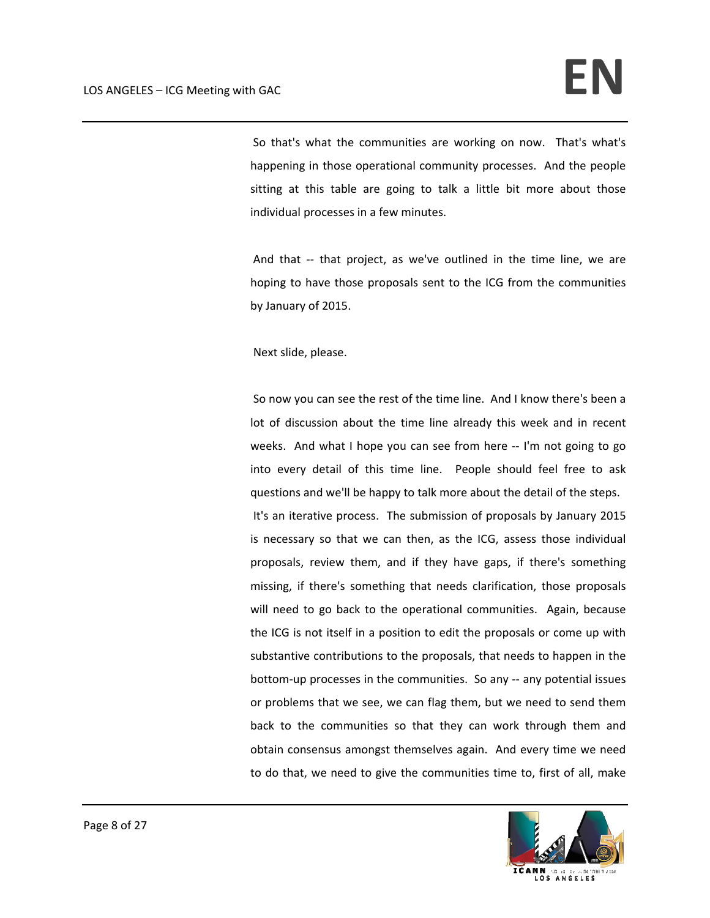So that's what the communities are working on now. That's what's happening in those operational community processes. And the people sitting at this table are going to talk a little bit more about those individual processes in a few minutes.

And that -- that project, as we've outlined in the time line, we are hoping to have those proposals sent to the ICG from the communities by January of 2015.

Next slide, please.

So now you can see the rest of the time line. And I know there's been a lot of discussion about the time line already this week and in recent weeks. And what I hope you can see from here -- I'm not going to go into every detail of this time line. People should feel free to ask questions and we'll be happy to talk more about the detail of the steps. It's an iterative process. The submission of proposals by January 2015 is necessary so that we can then, as the ICG, assess those individual proposals, review them, and if they have gaps, if there's something missing, if there's something that needs clarification, those proposals will need to go back to the operational communities. Again, because the ICG is not itself in a position to edit the proposals or come up with substantive contributions to the proposals, that needs to happen in the bottom-up processes in the communities. So any -- any potential issues or problems that we see, we can flag them, but we need to send them back to the communities so that they can work through them and obtain consensus amongst themselves again. And every time we need to do that, we need to give the communities time to, first of all, make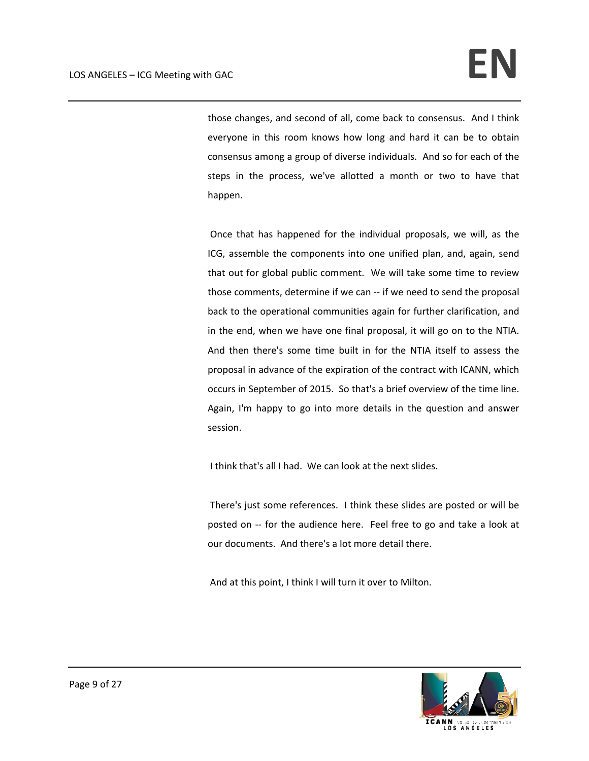those changes, and second of all, come back to consensus. And I think everyone in this room knows how long and hard it can be to obtain consensus among a group of diverse individuals. And so for each of the steps in the process, we've allotted a month or two to have that happen.

Once that has happened for the individual proposals, we will, as the ICG, assemble the components into one unified plan, and, again, send that out for global public comment. We will take some time to review those comments, determine if we can -- if we need to send the proposal back to the operational communities again for further clarification, and in the end, when we have one final proposal, it will go on to the NTIA. And then there's some time built in for the NTIA itself to assess the proposal in advance of the expiration of the contract with ICANN, which occurs in September of 2015. So that's a brief overview of the time line. Again, I'm happy to go into more details in the question and answer session.

I think that's all I had. We can look at the next slides.

There's just some references. I think these slides are posted or will be posted on -- for the audience here. Feel free to go and take a look at our documents. And there's a lot more detail there.

And at this point, I think I will turn it over to Milton.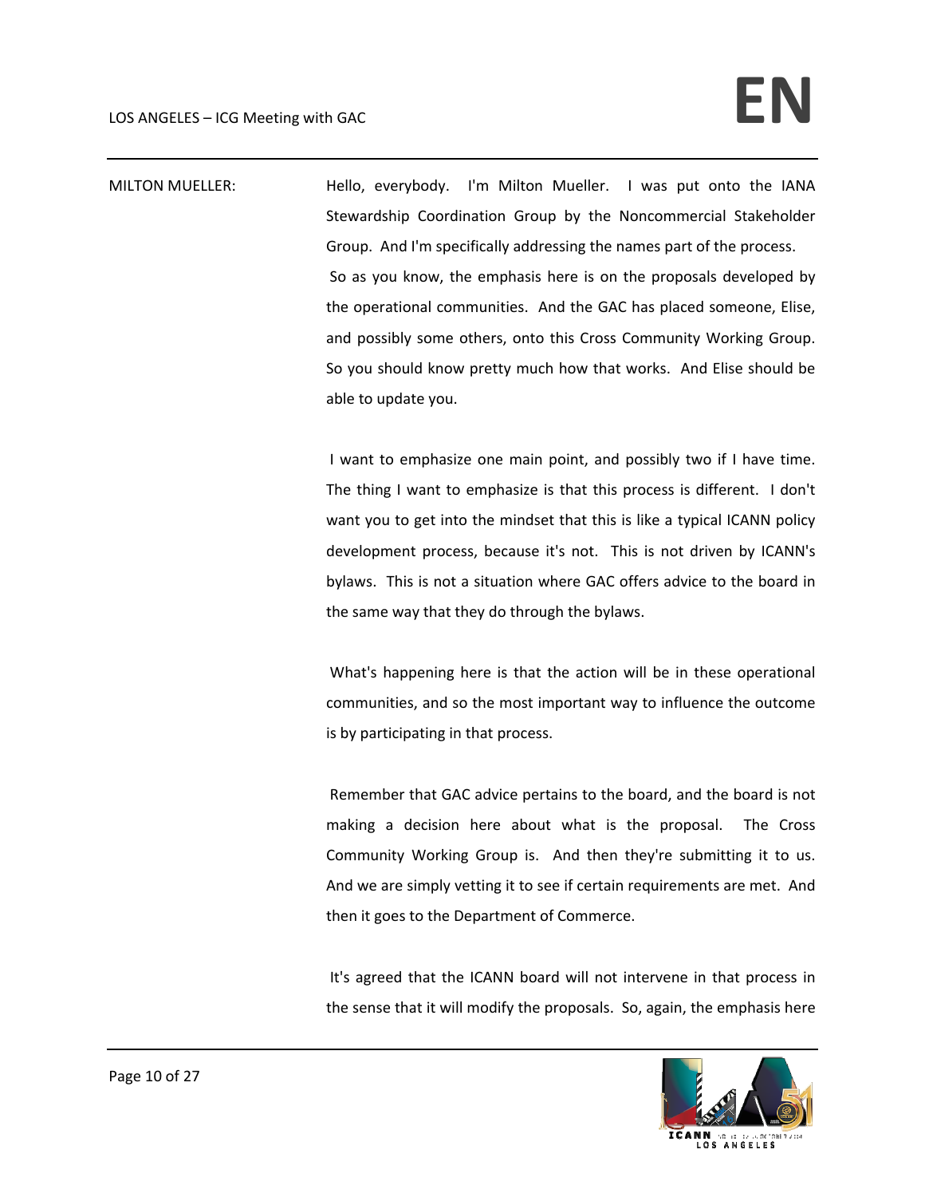MILTON MUELLER: Hello, everybody. I'm Milton Mueller. I was put onto the IANA Stewardship Coordination Group by the Noncommercial Stakeholder Group. And I'm specifically addressing the names part of the process.

So as you know, the emphasis here is on the proposals developed by the operational communities. And the GAC has placed someone, Elise, and possibly some others, onto this Cross Community Working Group. So you should know pretty much how that works. And Elise should be able to update you.

I want to emphasize one main point, and possibly two if I have time. The thing I want to emphasize is that this process is different. I don't want you to get into the mindset that this is like a typical ICANN policy development process, because it's not. This is not driven by ICANN's bylaws. This is not a situation where GAC offers advice to the board in the same way that they do through the bylaws.

What's happening here is that the action will be in these operational communities, and so the most important way to influence the outcome is by participating in that process.

Remember that GAC advice pertains to the board, and the board is not making a decision here about what is the proposal. The Cross Community Working Group is. And then they're submitting it to us. And we are simply vetting it to see if certain requirements are met. And then it goes to the Department of Commerce.

It's agreed that the ICANN board will not intervene in that process in the sense that it will modify the proposals. So, again, the emphasis here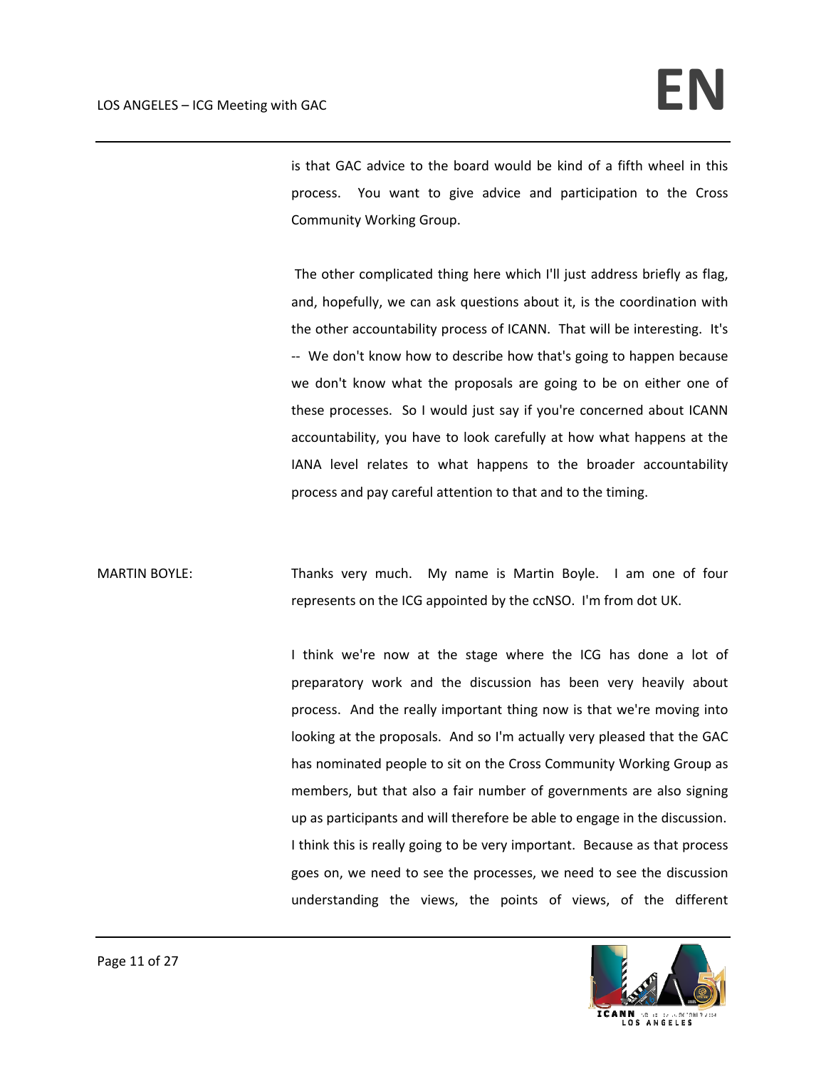is that GAC advice to the board would be kind of a fifth wheel in this process. You want to give advice and participation to the Cross Community Working Group.

The other complicated thing here which I'll just address briefly as flag, and, hopefully, we can ask questions about it, is the coordination with the other accountability process of ICANN. That will be interesting. It's -- We don't know how to describe how that's going to happen because we don't know what the proposals are going to be on either one of these processes. So I would just say if you're concerned about ICANN accountability, you have to look carefully at how what happens at the IANA level relates to what happens to the broader accountability process and pay careful attention to that and to the timing.

MARTIN BOYLE: Thanks very much. My name is Martin Boyle. I am one of four represents on the ICG appointed by the ccNSO. I'm from dot UK.

I think we're now at the stage where the ICG has done a lot of preparatory work and the discussion has been very heavily about process. And the really important thing now is that we're moving into looking at the proposals. And so I'm actually very pleased that the GAC has nominated people to sit on the Cross Community Working Group as members, but that also a fair number of governments are also signing up as participants and will therefore be able to engage in the discussion. I think this is really going to be very important. Because as that process goes on, we need to see the processes, we need to see the discussion understanding the views, the points of views, of the different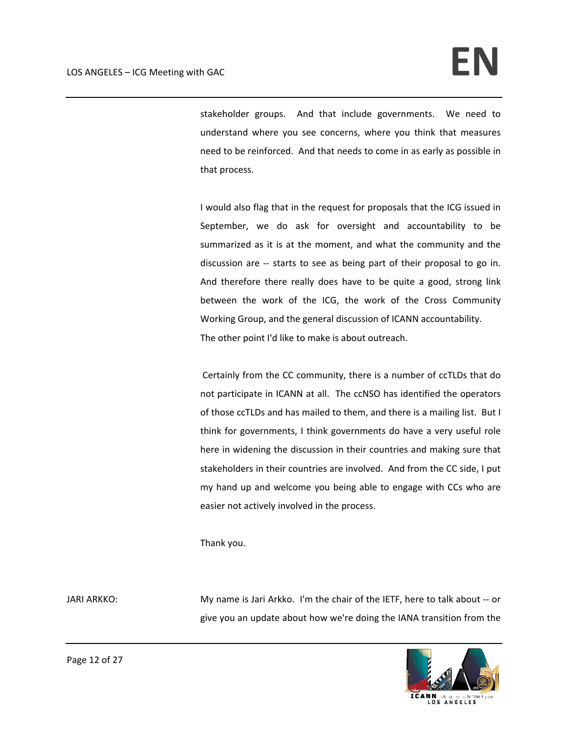stakeholder groups. And that include governments. We need to understand where you see concerns, where you think that measures need to be reinforced. And that needs to come in as early as possible in that process.

I would also flag that in the request for proposals that the ICG issued in September, we do ask for oversight and accountability to be summarized as it is at the moment, and what the community and the discussion are -- starts to see as being part of their proposal to go in. And therefore there really does have to be quite a good, strong link between the work of the ICG, the work of the Cross Community Working Group, and the general discussion of ICANN accountability.
The other point I'd like to make is about outreach.

Certainly from the CC community, there is a number of ccTLDs that do not participate in ICANN at all. The ccNSO has identified the operators of those ccTLDs and has mailed to them, and there is a mailing list. But I think for governments, I think governments do have a very useful role here in widening the discussion in their countries and making sure that stakeholders in their countries are involved. And from the CC side, I put my hand up and welcome you being able to engage with CCs who are easier not actively involved in the process.

Thank you.

JARI ARKKO: My name is Jari Arkko. I'm the chair of the IETF, here to talk about -- or give you an update about how we're doing the IANA transition from the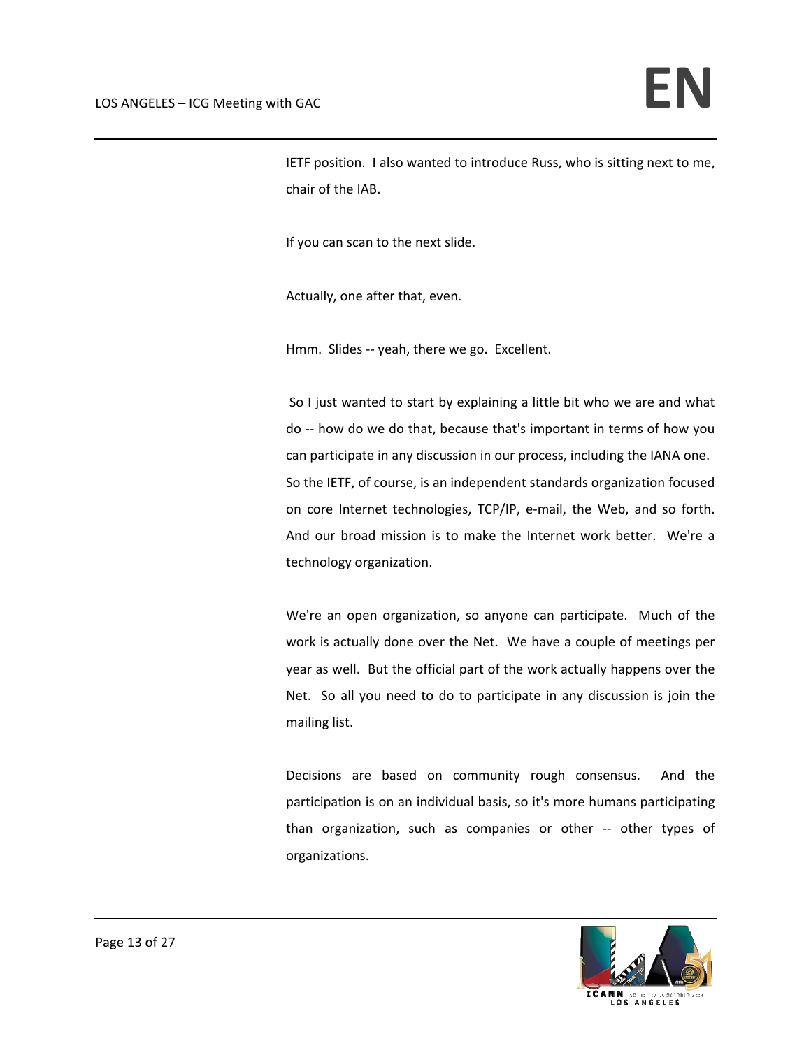IETF position. I also wanted to introduce Russ, who is sitting next to me, chair of the IAB.

If you can scan to the next slide.

Actually, one after that, even.

Hmm. Slides -- yeah, there we go. Excellent.

So I just wanted to start by explaining a little bit who we are and what do -- how do we do that, because that's important in terms of how you can participate in any discussion in our process, including the IANA one. So the IETF, of course, is an independent standards organization focused on core Internet technologies, TCP/IP, e-mail, the Web, and so forth. And our broad mission is to make the Internet work better. We're a technology organization.

We're an open organization, so anyone can participate. Much of the work is actually done over the Net. We have a couple of meetings per year as well. But the official part of the work actually happens over the Net. So all you need to do to participate in any discussion is join the mailing list.

Decisions are based on community rough consensus. And the participation is on an individual basis, so it's more humans participating than organization, such as companies or other -- other types of organizations.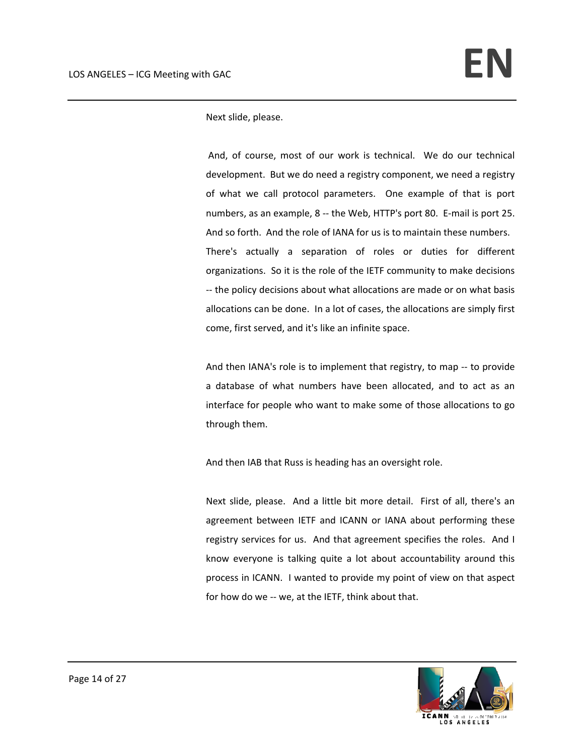Next slide, please.

And, of course, most of our work is technical. We do our technical development. But we do need a registry component, we need a registry of what we call protocol parameters. One example of that is port numbers, as an example, 8 -- the Web, HTTP's port 80. E-mail is port 25. And so forth. And the role of IANA for us is to maintain these numbers. There's actually a separation of roles or duties for different organizations. So it is the role of the IETF community to make decisions -- the policy decisions about what allocations are made or on what basis allocations can be done. In a lot of cases, the allocations are simply first come, first served, and it's like an infinite space.

And then IANA's role is to implement that registry, to map -- to provide a database of what numbers have been allocated, and to act as an interface for people who want to make some of those allocations to go through them.

And then IAB that Russ is heading has an oversight role.

Next slide, please. And a little bit more detail. First of all, there's an agreement between IETF and ICANN or IANA about performing these registry services for us. And that agreement specifies the roles. And I know everyone is talking quite a lot about accountability around this process in ICANN. I wanted to provide my point of view on that aspect for how do we -- we, at the IETF, think about that.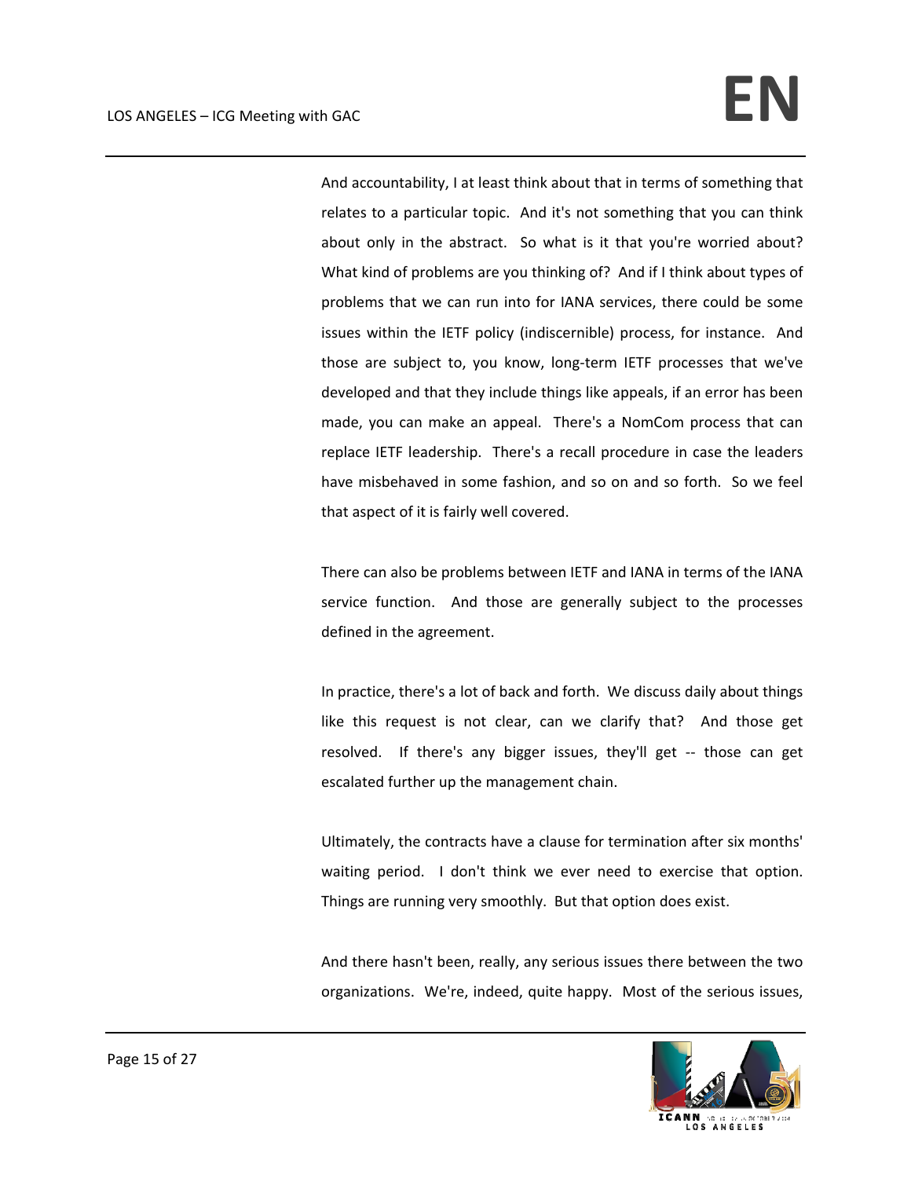And accountability, I at least think about that in terms of something that relates to a particular topic. And it's not something that you can think about only in the abstract. So what is it that you're worried about? What kind of problems are you thinking of? And if I think about types of problems that we can run into for IANA services, there could be some issues within the IETF policy (indiscernible) process, for instance. And those are subject to, you know, long-term IETF processes that we've developed and that they include things like appeals, if an error has been made, you can make an appeal. There's a NomCom process that can replace IETF leadership. There's a recall procedure in case the leaders have misbehaved in some fashion, and so on and so forth. So we feel that aspect of it is fairly well covered.

There can also be problems between IETF and IANA in terms of the IANA service function. And those are generally subject to the processes defined in the agreement.

In practice, there's a lot of back and forth. We discuss daily about things like this request is not clear, can we clarify that? And those get resolved. If there's any bigger issues, they'll get -- those can get escalated further up the management chain.

Ultimately, the contracts have a clause for termination after six months' waiting period. I don't think we ever need to exercise that option. Things are running very smoothly. But that option does exist.

And there hasn't been, really, any serious issues there between the two organizations. We're, indeed, quite happy. Most of the serious issues,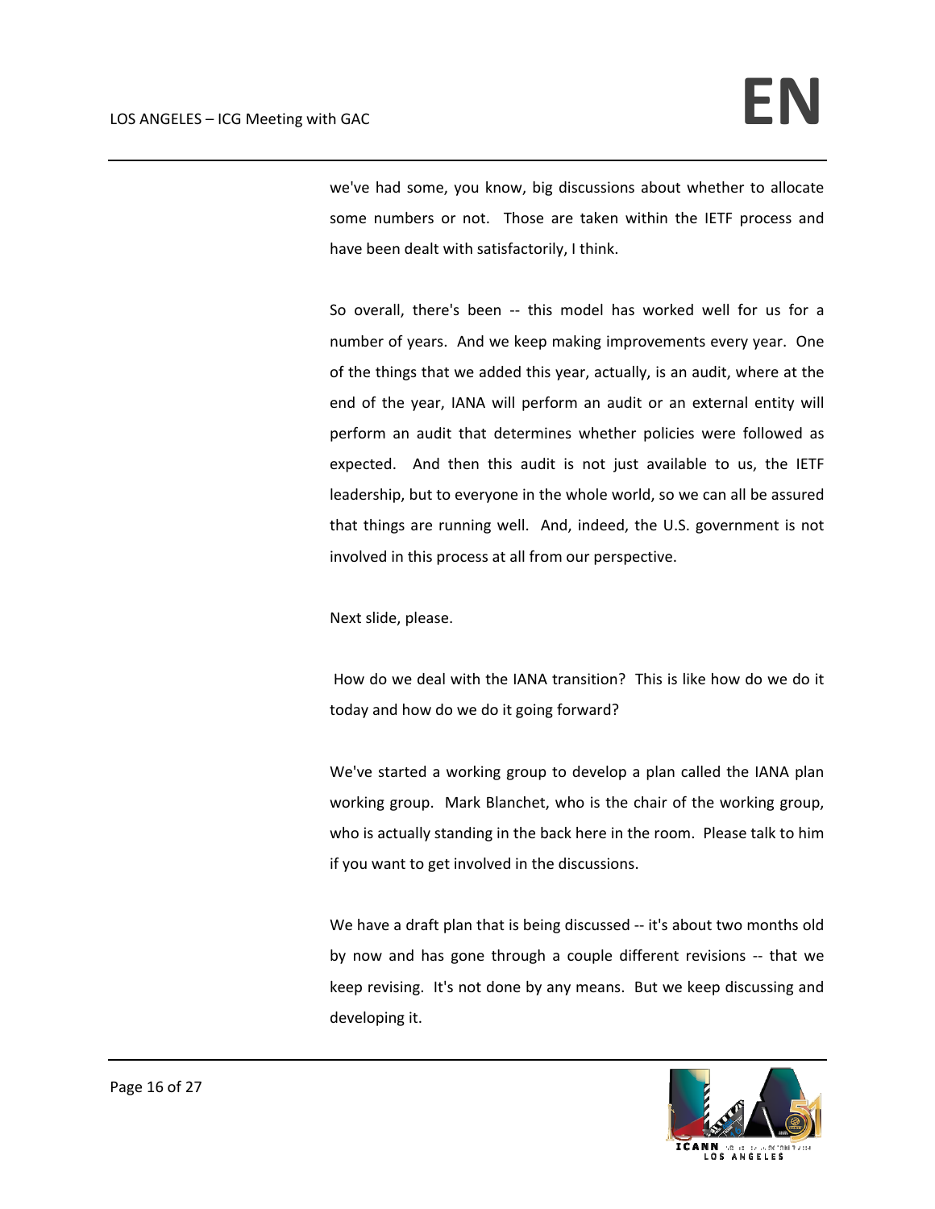we've had some, you know, big discussions about whether to allocate some numbers or not. Those are taken within the IETF process and have been dealt with satisfactorily, I think.

So overall, there's been -- this model has worked well for us for a number of years. And we keep making improvements every year. One of the things that we added this year, actually, is an audit, where at the end of the year, IANA will perform an audit or an external entity will perform an audit that determines whether policies were followed as expected. And then this audit is not just available to us, the IETF leadership, but to everyone in the whole world, so we can all be assured that things are running well. And, indeed, the U.S. government is not involved in this process at all from our perspective.

Next slide, please.

How do we deal with the IANA transition? This is like how do we do it today and how do we do it going forward?

We've started a working group to develop a plan called the IANA plan working group. Mark Blanchet, who is the chair of the working group, who is actually standing in the back here in the room. Please talk to him if you want to get involved in the discussions.

We have a draft plan that is being discussed -- it's about two months old by now and has gone through a couple different revisions -- that we keep revising. It's not done by any means. But we keep discussing and developing it.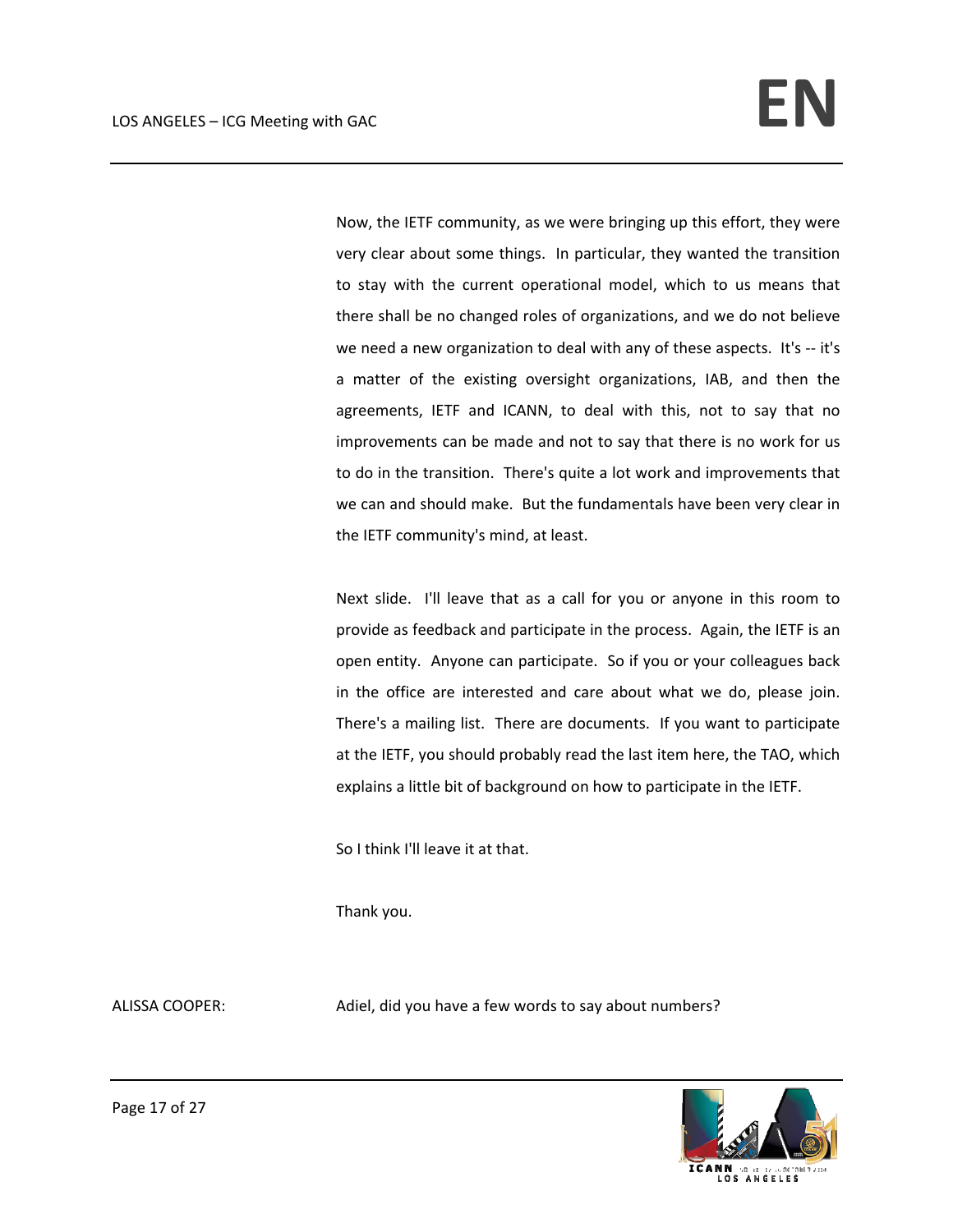Now, the IETF community, as we were bringing up this effort, they were very clear about some things. In particular, they wanted the transition to stay with the current operational model, which to us means that there shall be no changed roles of organizations, and we do not believe we need a new organization to deal with any of these aspects. It's -- it's a matter of the existing oversight organizations, IAB, and then the agreements, IETF and ICANN, to deal with this, not to say that no improvements can be made and not to say that there is no work for us to do in the transition. There's quite a lot work and improvements that we can and should make. But the fundamentals have been very clear in the IETF community's mind, at least.

Next slide. I'll leave that as a call for you or anyone in this room to provide as feedback and participate in the process. Again, the IETF is an open entity. Anyone can participate. So if you or your colleagues back in the office are interested and care about what we do, please join. There's a mailing list. There are documents. If you want to participate at the IETF, you should probably read the last item here, the TAO, which explains a little bit of background on how to participate in the IETF.

So I think I'll leave it at that.

Thank you.

ALISSA COOPER: Adiel, did you have a few words to say about numbers?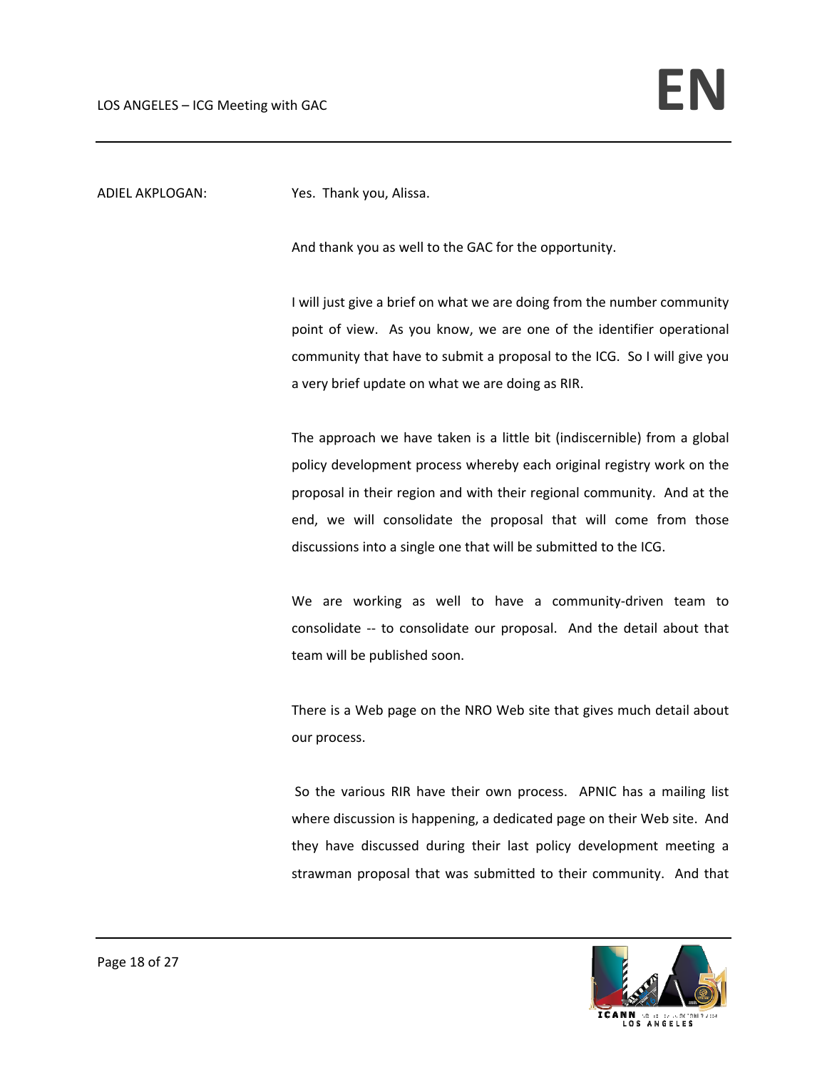ADIEL AKPLOGAN: Yes. Thank you, Alissa.

And thank you as well to the GAC for the opportunity.

I will just give a brief on what we are doing from the number community point of view. As you know, we are one of the identifier operational community that have to submit a proposal to the ICG. So I will give you a very brief update on what we are doing as RIR.

The approach we have taken is a little bit (indiscernible) from a global policy development process whereby each original registry work on the proposal in their region and with their regional community. And at the end, we will consolidate the proposal that will come from those discussions into a single one that will be submitted to the ICG.

We are working as well to have a community-driven team to consolidate -- to consolidate our proposal. And the detail about that team will be published soon.

There is a Web page on the NRO Web site that gives much detail about our process.

So the various RIR have their own process. APNIC has a mailing list where discussion is happening, a dedicated page on their Web site. And they have discussed during their last policy development meeting a strawman proposal that was submitted to their community. And that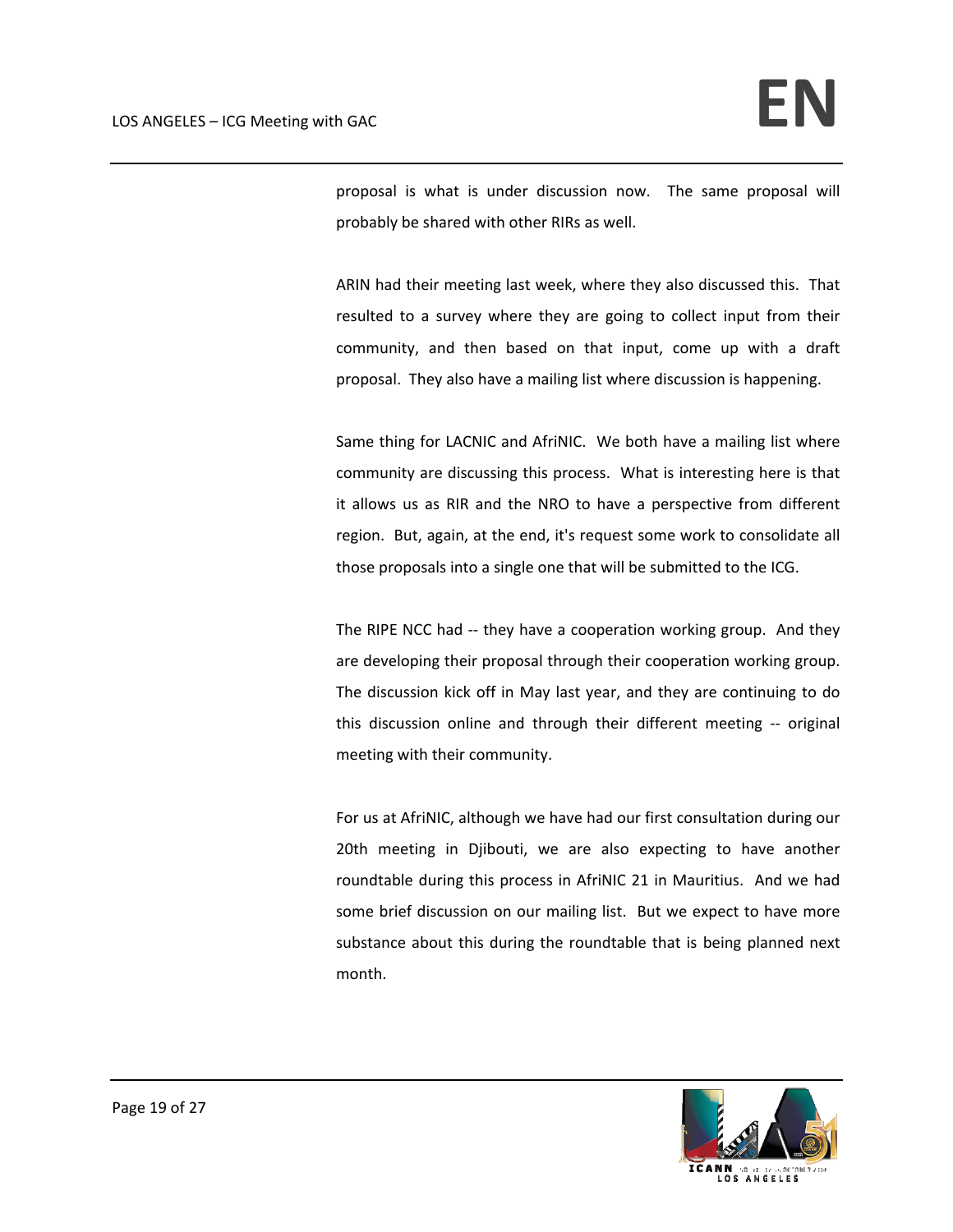proposal is what is under discussion now. The same proposal will probably be shared with other RIRs as well.

ARIN had their meeting last week, where they also discussed this. That resulted to a survey where they are going to collect input from their community, and then based on that input, come up with a draft proposal. They also have a mailing list where discussion is happening.

Same thing for LACNIC and AfriNIC. We both have a mailing list where community are discussing this process. What is interesting here is that it allows us as RIR and the NRO to have a perspective from different region. But, again, at the end, it's request some work to consolidate all those proposals into a single one that will be submitted to the ICG.

The RIPE NCC had -- they have a cooperation working group. And they are developing their proposal through their cooperation working group. The discussion kick off in May last year, and they are continuing to do this discussion online and through their different meeting -- original meeting with their community.

For us at AfriNIC, although we have had our first consultation during our 20th meeting in Djibouti, we are also expecting to have another roundtable during this process in AfriNIC 21 in Mauritius. And we had some brief discussion on our mailing list. But we expect to have more substance about this during the roundtable that is being planned next month.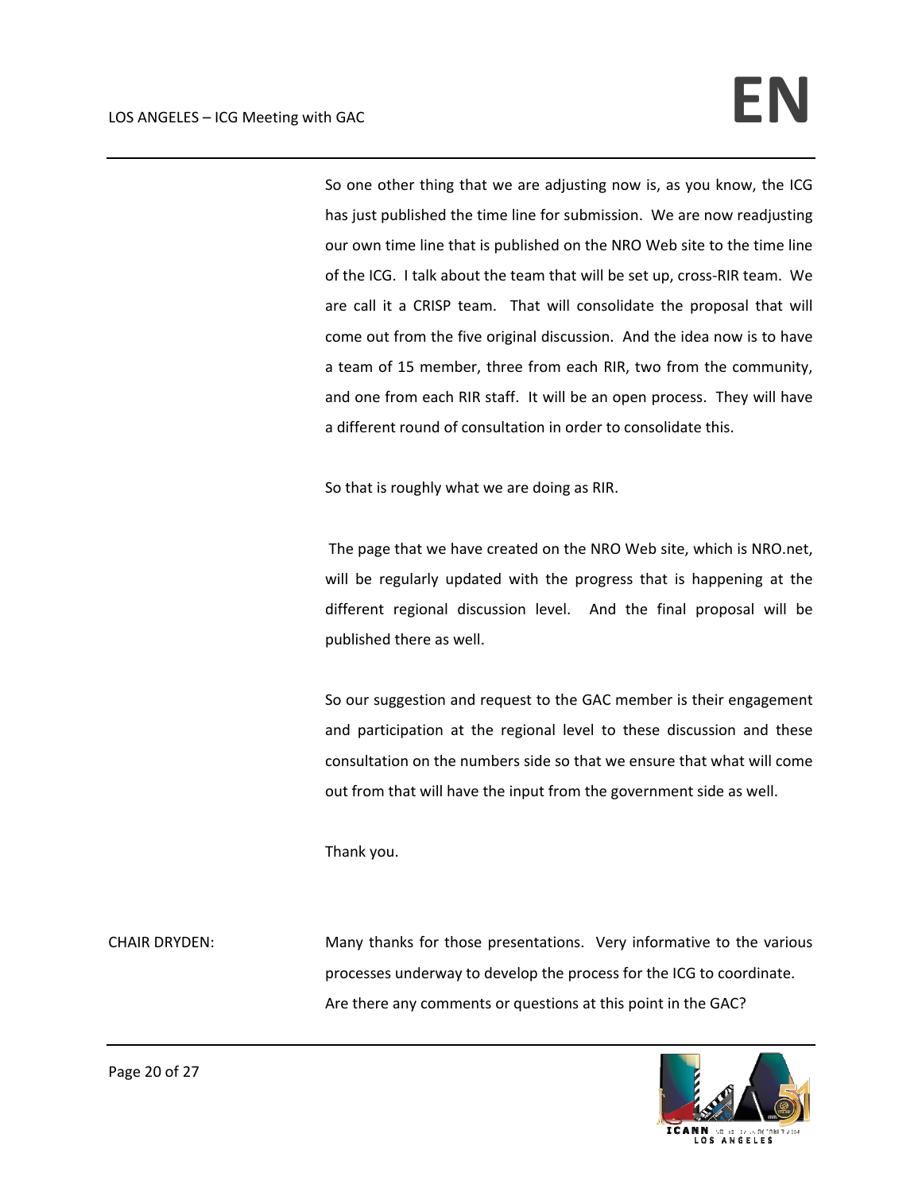So one other thing that we are adjusting now is, as you know, the ICG has just published the time line for submission. We are now readjusting our own time line that is published on the NRO Web site to the time line of the ICG. I talk about the team that will be set up, cross-RIR team. We are call it a CRISP team. That will consolidate the proposal that will come out from the five original discussion. And the idea now is to have a team of 15 member, three from each RIR, two from the community, and one from each RIR staff. It will be an open process. They will have a different round of consultation in order to consolidate this.

So that is roughly what we are doing as RIR.

The page that we have created on the NRO Web site, which is NRO.net, will be regularly updated with the progress that is happening at the different regional discussion level. And the final proposal will be published there as well.

So our suggestion and request to the GAC member is their engagement and participation at the regional level to these discussion and these consultation on the numbers side so that we ensure that what will come out from that will have the input from the government side as well.

Thank you.

CHAIR DRYDEN: Many thanks for those presentations. Very informative to the various processes underway to develop the process for the ICG to coordinate. Are there any comments or questions at this point in the GAC?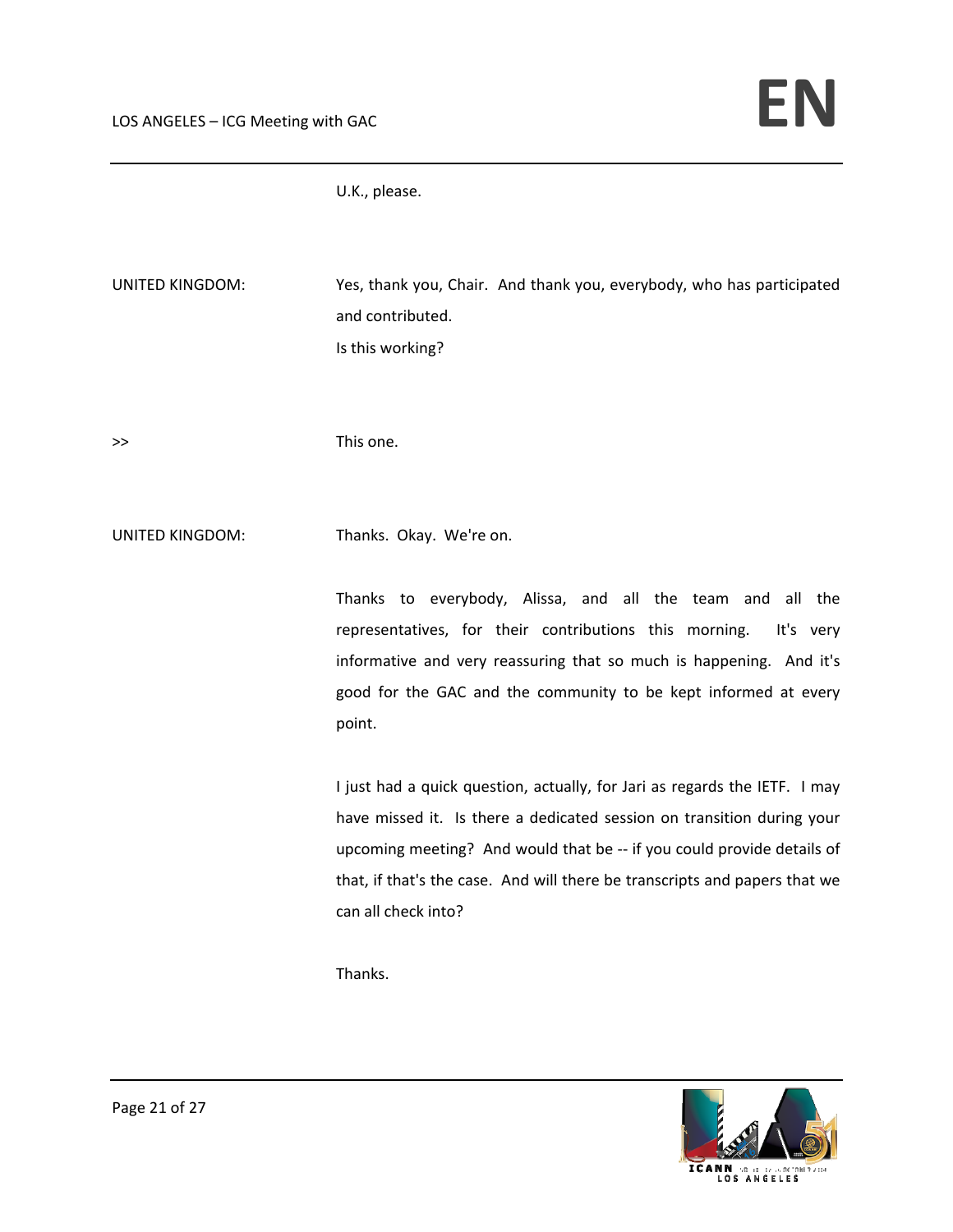U.K., please.

UNITED KINGDOM: Yes, thank you, Chair. And thank you, everybody, who has participated and contributed.

Is this working?

>> This one.

UNITED KINGDOM: Thanks. Okay. We're on.

Thanks to everybody, Alissa, and all the team and all the representatives, for their contributions this morning. It's very informative and very reassuring that so much is happening. And it's good for the GAC and the community to be kept informed at every point.

I just had a quick question, actually, for Jari as regards the IETF. I may have missed it. Is there a dedicated session on transition during your upcoming meeting? And would that be -- if you could provide details of that, if that's the case. And will there be transcripts and papers that we can all check into?

Thanks.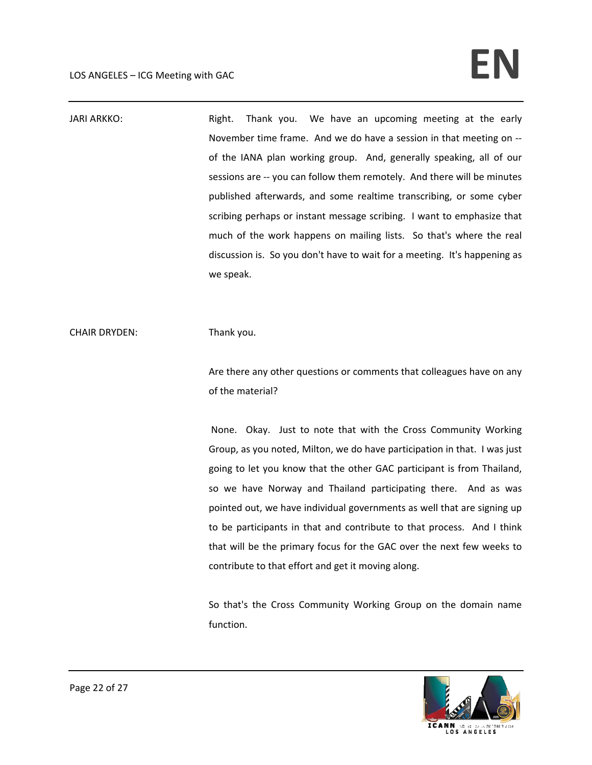JARI ARKKO: Right. Thank you. We have an upcoming meeting at the early November time frame. And we do have a session in that meeting on -- of the IANA plan working group. And, generally speaking, all of our sessions are -- you can follow them remotely. And there will be minutes published afterwards, and some realtime transcribing, or some cyber scribing perhaps or instant message scribing. I want to emphasize that much of the work happens on mailing lists. So that's where the real discussion is. So you don't have to wait for a meeting. It's happening as we speak.

CHAIR DRYDEN: Thank you.

Are there any other questions or comments that colleagues have on any of the material?

None. Okay. Just to note that with the Cross Community Working Group, as you noted, Milton, we do have participation in that. I was just going to let you know that the other GAC participant is from Thailand, so we have Norway and Thailand participating there. And as was pointed out, we have individual governments as well that are signing up to be participants in that and contribute to that process. And I think that will be the primary focus for the GAC over the next few weeks to contribute to that effort and get it moving along.

So that's the Cross Community Working Group on the domain name function.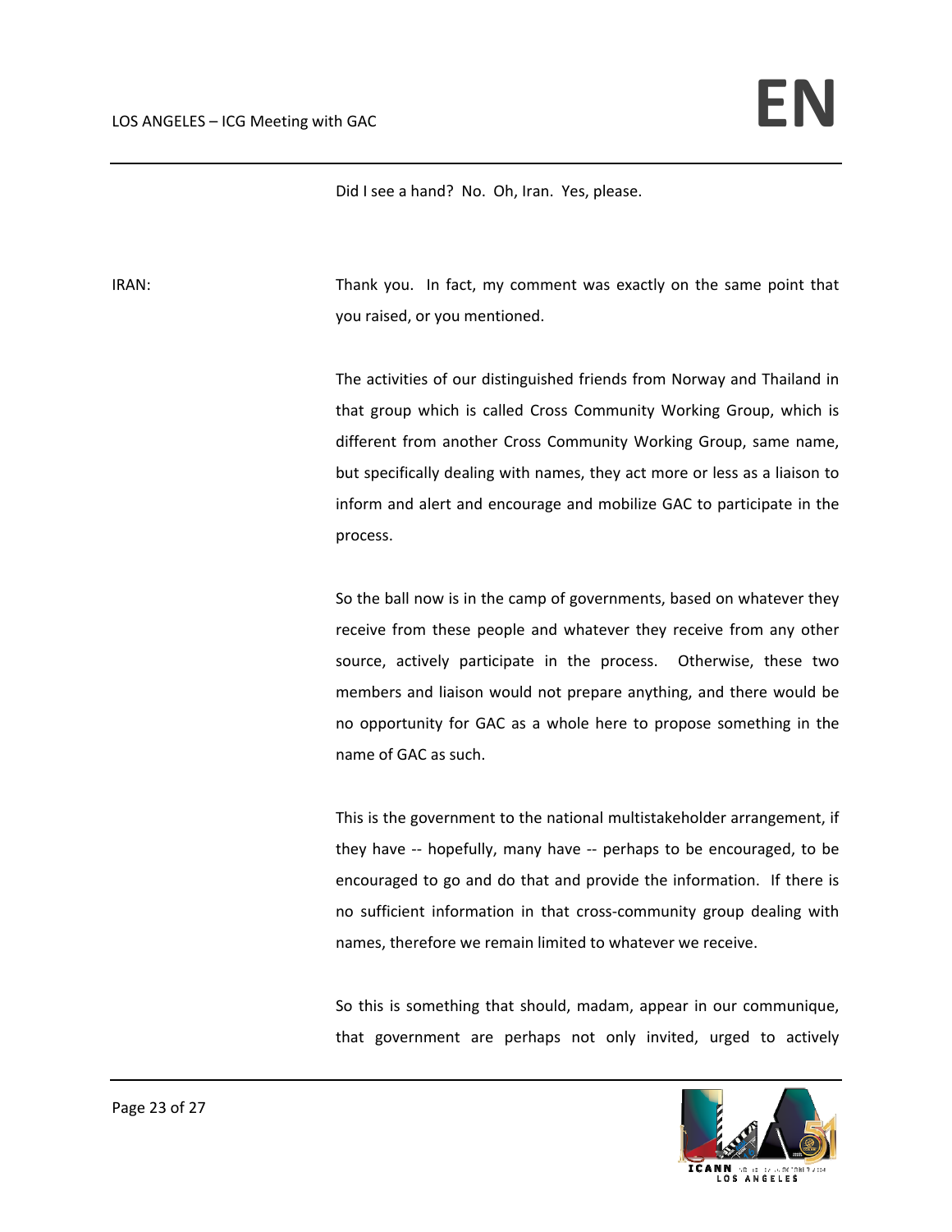Did I see a hand? No. Oh, Iran. Yes, please.

IRAN: Thank you. In fact, my comment was exactly on the same point that you raised, or you mentioned.

The activities of our distinguished friends from Norway and Thailand in that group which is called Cross Community Working Group, which is different from another Cross Community Working Group, same name, but specifically dealing with names, they act more or less as a liaison to inform and alert and encourage and mobilize GAC to participate in the process.

So the ball now is in the camp of governments, based on whatever they receive from these people and whatever they receive from any other source, actively participate in the process. Otherwise, these two members and liaison would not prepare anything, and there would be no opportunity for GAC as a whole here to propose something in the name of GAC as such.

This is the government to the national multistakeholder arrangement, if they have -- hopefully, many have -- perhaps to be encouraged, to be encouraged to go and do that and provide the information. If there is no sufficient information in that cross-community group dealing with names, therefore we remain limited to whatever we receive.

So this is something that should, madam, appear in our communique, that government are perhaps not only invited, urged to actively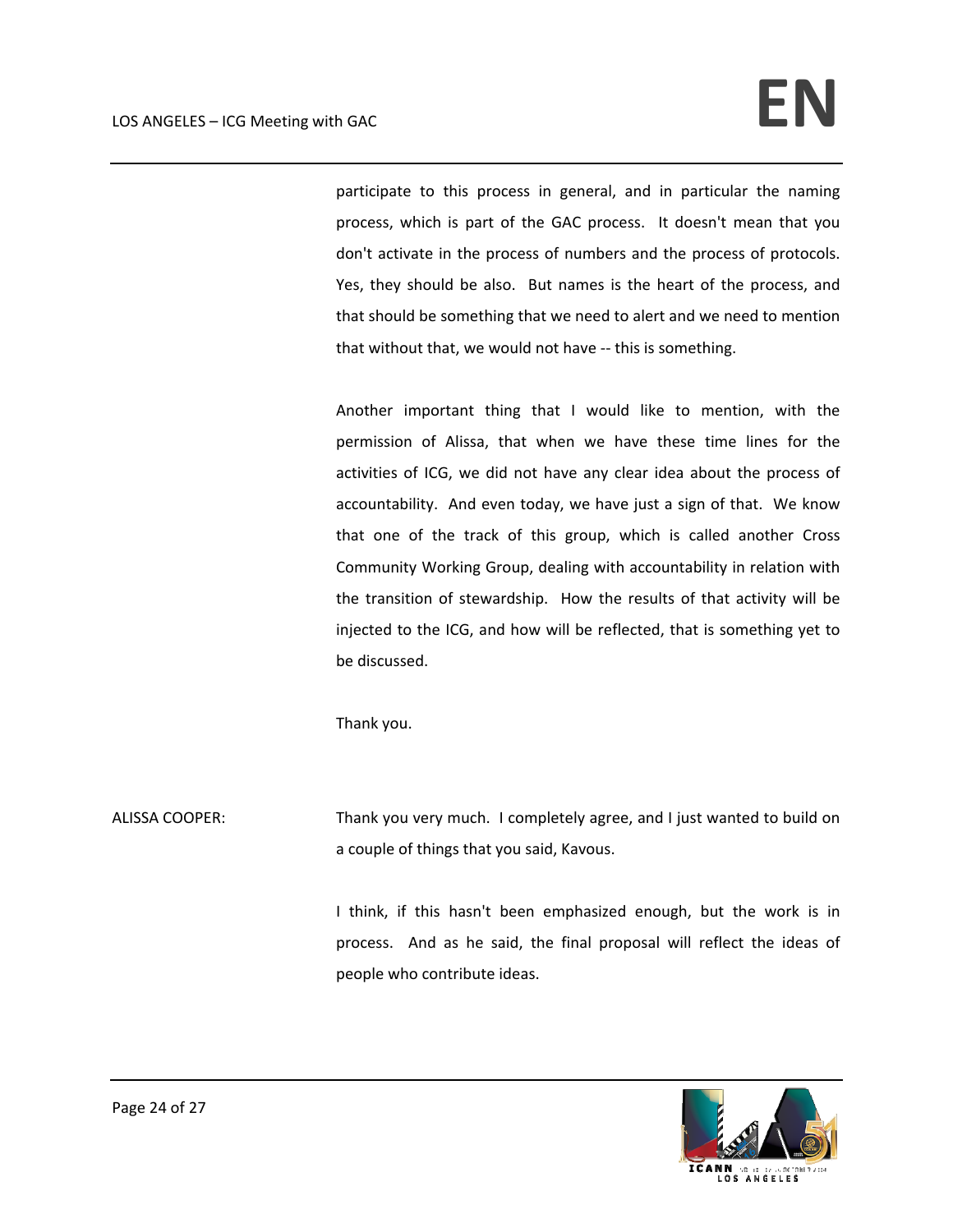participate to this process in general, and in particular the naming process, which is part of the GAC process. It doesn't mean that you don't activate in the process of numbers and the process of protocols. Yes, they should be also. But names is the heart of the process, and that should be something that we need to alert and we need to mention that without that, we would not have -- this is something.

Another important thing that I would like to mention, with the permission of Alissa, that when we have these time lines for the activities of ICG, we did not have any clear idea about the process of accountability. And even today, we have just a sign of that. We know that one of the track of this group, which is called another Cross Community Working Group, dealing with accountability in relation with the transition of stewardship. How the results of that activity will be injected to the ICG, and how will be reflected, that is something yet to be discussed.

Thank you.

ALISSA COOPER: Thank you very much. I completely agree, and I just wanted to build on a couple of things that you said, Kavous.

I think, if this hasn't been emphasized enough, but the work is in process. And as he said, the final proposal will reflect the ideas of people who contribute ideas.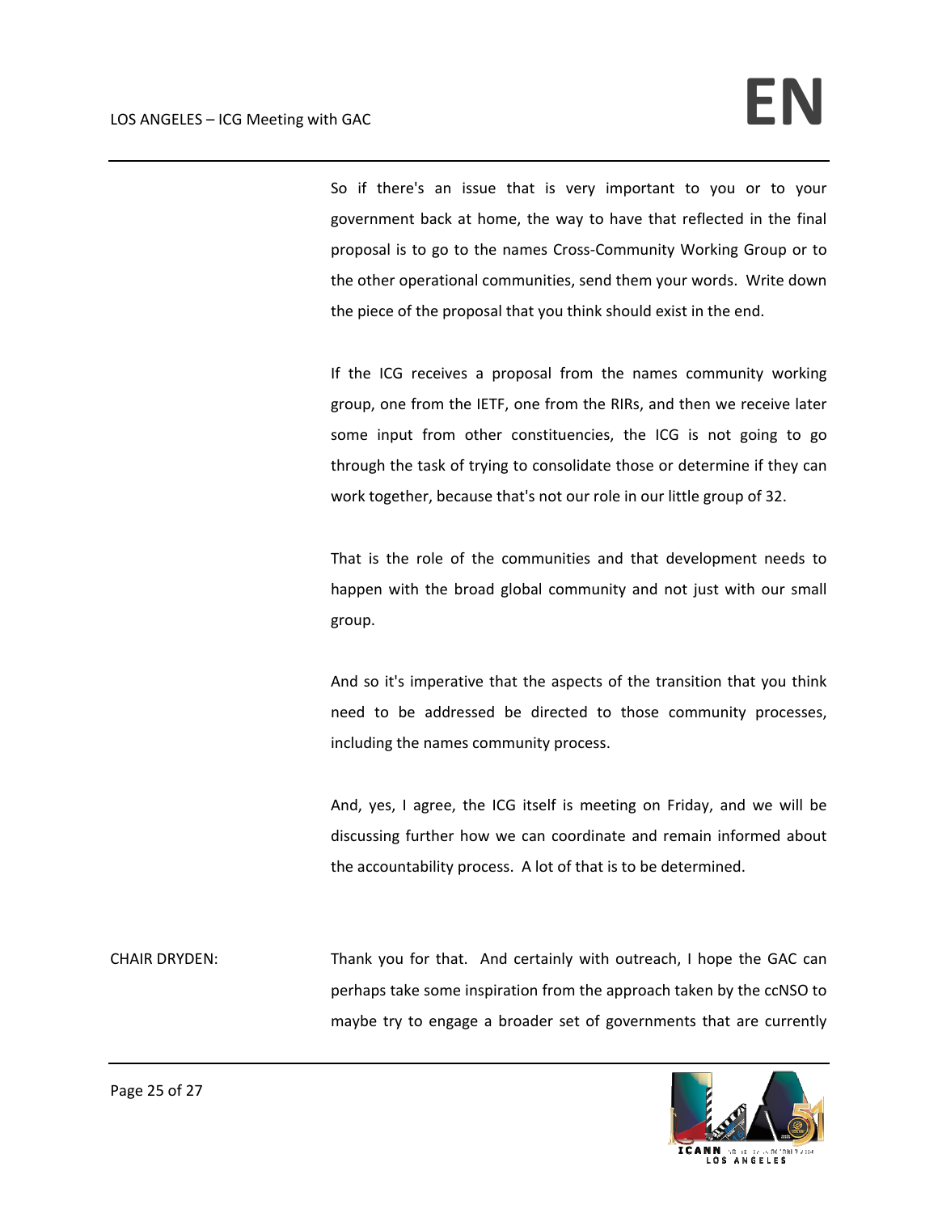So if there's an issue that is very important to you or to your government back at home, the way to have that reflected in the final proposal is to go to the names Cross-Community Working Group or to the other operational communities, send them your words. Write down the piece of the proposal that you think should exist in the end.

If the ICG receives a proposal from the names community working group, one from the IETF, one from the RIRs, and then we receive later some input from other constituencies, the ICG is not going to go through the task of trying to consolidate those or determine if they can work together, because that's not our role in our little group of 32.

That is the role of the communities and that development needs to happen with the broad global community and not just with our small group.

And so it's imperative that the aspects of the transition that you think need to be addressed be directed to those community processes, including the names community process.

And, yes, I agree, the ICG itself is meeting on Friday, and we will be discussing further how we can coordinate and remain informed about the accountability process. A lot of that is to be determined.

CHAIR DRYDEN: Thank you for that. And certainly with outreach, I hope the GAC can perhaps take some inspiration from the approach taken by the ccNSO to maybe try to engage a broader set of governments that are currently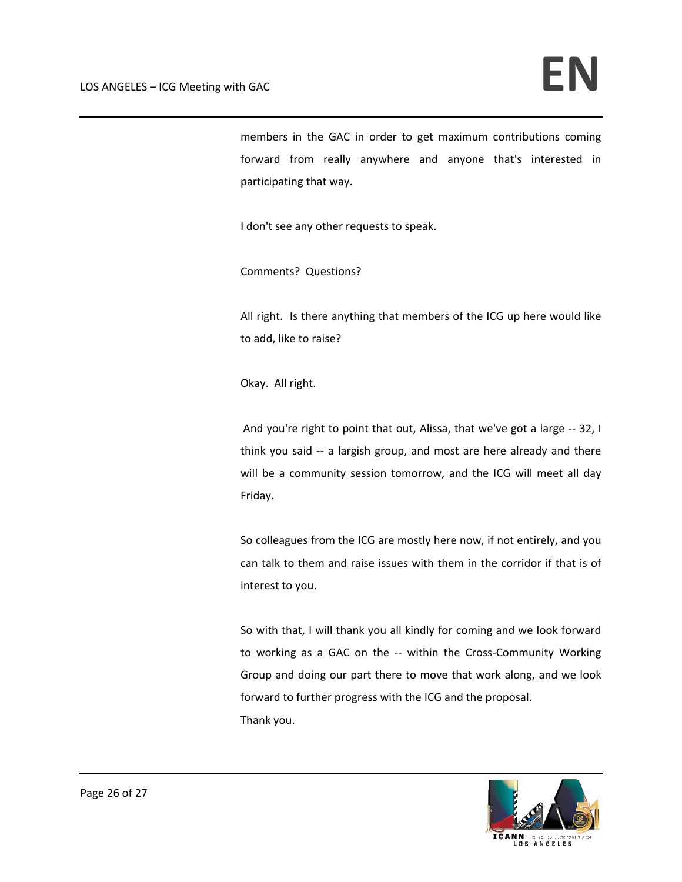members in the GAC in order to get maximum contributions coming forward from really anywhere and anyone that's interested in participating that way.

I don't see any other requests to speak.

Comments? Questions?

All right. Is there anything that members of the ICG up here would like to add, like to raise?

Okay. All right.

And you're right to point that out, Alissa, that we've got a large -- 32, I think you said -- a largish group, and most are here already and there will be a community session tomorrow, and the ICG will meet all day Friday.

So colleagues from the ICG are mostly here now, if not entirely, and you can talk to them and raise issues with them in the corridor if that is of interest to you.

So with that, I will thank you all kindly for coming and we look forward to working as a GAC on the -- within the Cross-Community Working Group and doing our part there to move that work along, and we look forward to further progress with the ICG and the proposal.

Thank you.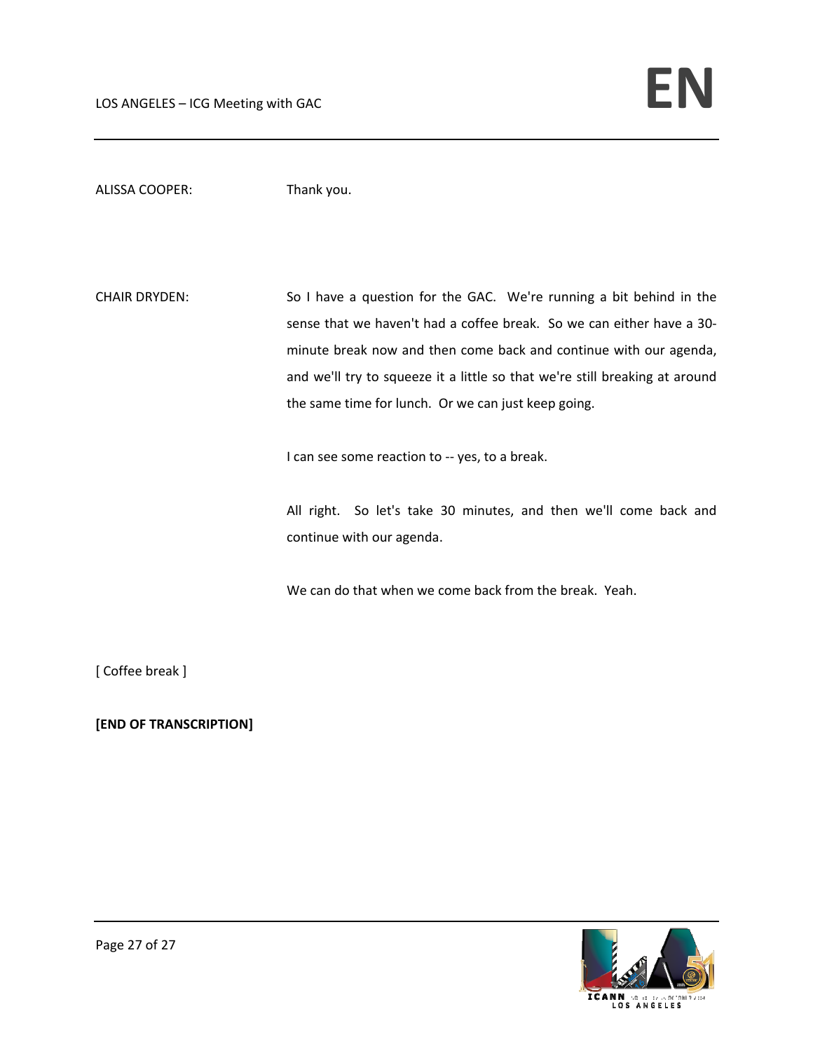ALISSA COOPER: Thank you.

CHAIR DRYDEN: So I have a question for the GAC. We're running a bit behind in the sense that we haven't had a coffee break. So we can either have a 30-minute break now and then come back and continue with our agenda, and we'll try to squeeze it a little so that we're still breaking at around the same time for lunch. Or we can just keep going.

I can see some reaction to -- yes, to a break.

All right. So let's take 30 minutes, and then we'll come back and continue with our agenda.

We can do that when we come back from the break. Yeah.

[ Coffee break ]

**[END OF TRANSCRIPTION]**